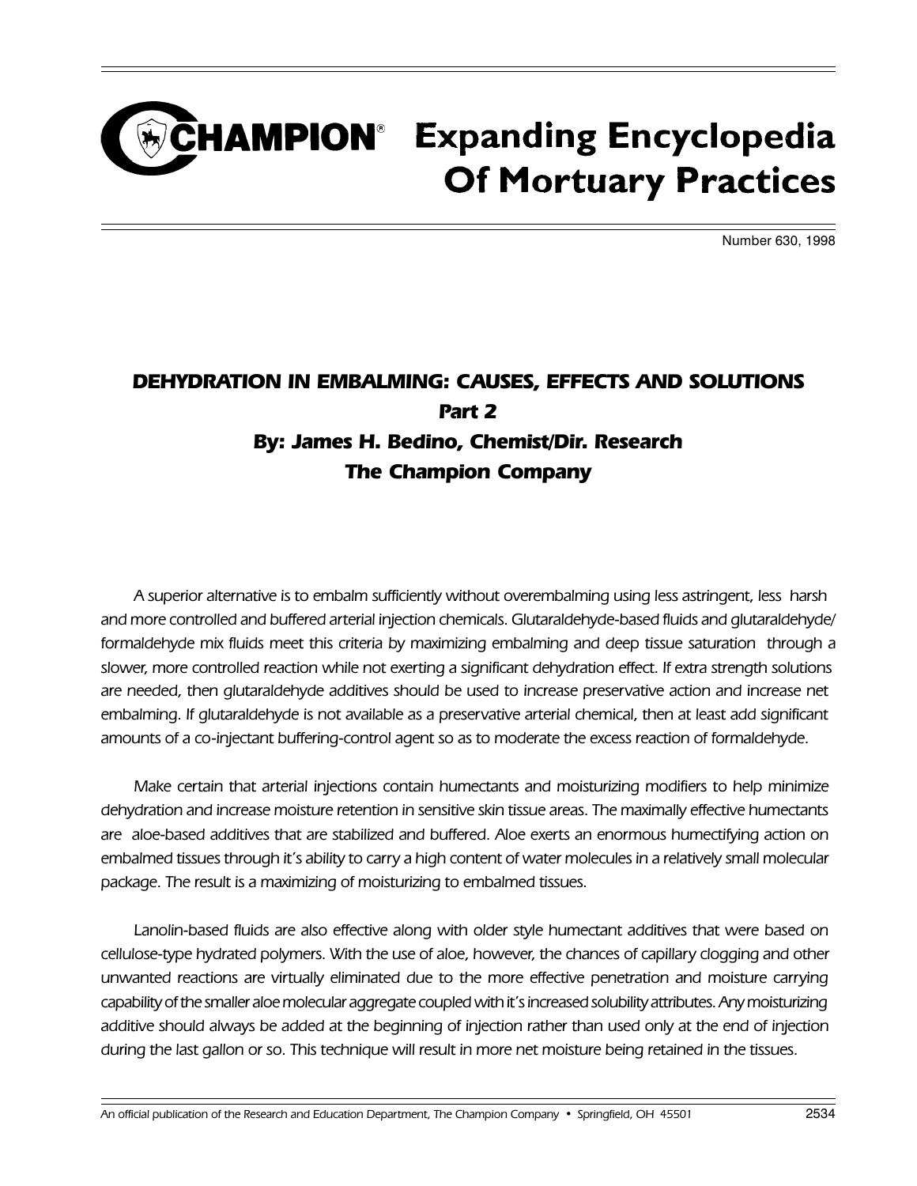# CHAMPION® Expanding Encyclopedia Of Mortuary Practices

Number 630, 1998

## *DEHYDRATION IN EMBALMING: CAUSES, EFFECTS AND SOLUTIONS*

### *Part 2*

### *By: James H. Bedino, Chemist/Dir. Research*

### *The Champion Company*

*A superior alternative is to embalm sufficiently without overembalming using less astringent, less harsh and more controlled and buffered arterial injection chemicals. Glutaraldehyde-based fluids and glutaraldehyde/ formaldehyde mix fluids meet this criteria by maximizing embalming and deep tissue saturation through a slower, more controlled reaction while not exerting a significant dehydration effect. If extra strength solutions are needed, then glutaraldehyde additives should be used to increase preservative action and increase net embalming. If glutaraldehyde is not available as a preservative arterial chemical, then at least add significant amounts of a co-injectant buffering-control agent so as to moderate the excess reaction of formaldehyde.*

*Make certain that arterial injections contain humectants and moisturizing modifiers to help minimize dehydration and increase moisture retention in sensitive skin tissue areas. The maximally effective humectants are aloe-based additives that are stabilized and buffered. Aloe exerts an enormous humectifying action on embalmed tissues through it's ability to carry a high content of water molecules in a relatively small molecular package. The result is a maximizing of moisturizing to embalmed tissues.*

*Lanolin-based fluids are also effective along with older style humectant additives that were based on cellulose-type hydrated polymers. With the use of aloe, however, the chances of capillary clogging and other unwanted reactions are virtually eliminated due to the more effective penetration and moisture carrying capability of the smaller aloe molecular aggregate coupled with it's increased solubility attributes. Any moisturizing additive should always be added at the beginning of injection rather than used only at the end of injection during the last gallon or so. This technique will result in more net moisture being retained in the tissues.*

*An official publication of the Research and Education Department, The Champion Company • Springfield, OH 45501*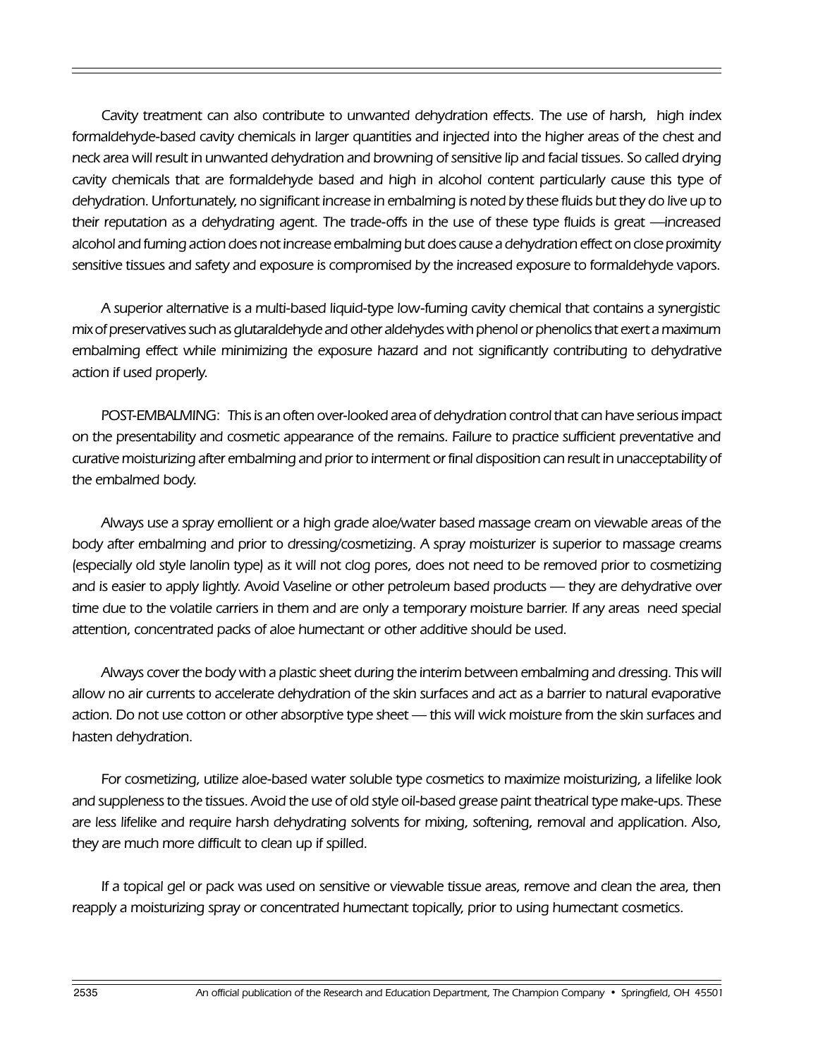Cavity treatment can also contribute to unwanted dehydration effects. The use of harsh, high index formaldehyde-based cavity chemicals in larger quantities and injected into the higher areas of the chest and neck area will result in unwanted dehydration and browning of sensitive lip and facial tissues. So called drying cavity chemicals that are formaldehyde based and high in alcohol content particularly cause this type of dehydration. Unfortunately, no significant increase in embalming is noted by these fluids but they do live up to their reputation as a dehydrating agent. The trade-offs in the use of these type fluids is great —increased alcohol and fuming action does not increase embalming but does cause a dehydration effect on close proximity sensitive tissues and safety and exposure is compromised by the increased exposure to formaldehyde vapors.

A superior alternative is a multi-based liquid-type low-fuming cavity chemical that contains a synergistic mix of preservatives such as glutaraldehyde and other aldehydes with phenol or phenolics that exert a maximum embalming effect while minimizing the exposure hazard and not significantly contributing to dehydrative action if used properly.

POST-EMBALMING: This is an often over-looked area of dehydration control that can have serious impact on the presentability and cosmetic appearance of the remains. Failure to practice sufficient preventative and curative moisturizing after embalming and prior to interment or final disposition can result in unacceptability of the embalmed body.

Always use a spray emollient or a high grade aloe/water based massage cream on viewable areas of the body after embalming and prior to dressing/cosmetizing. A spray moisturizer is superior to massage creams (especially old style lanolin type) as it will not clog pores, does not need to be removed prior to cosmetizing and is easier to apply lightly. Avoid Vaseline or other petroleum based products — they are dehydrative over time due to the volatile carriers in them and are only a temporary moisture barrier. If any areas need special attention, concentrated packs of aloe humectant or other additive should be used.

Always cover the body with a plastic sheet during the interim between embalming and dressing. This will allow no air currents to accelerate dehydration of the skin surfaces and act as a barrier to natural evaporative action. Do not use cotton or other absorptive type sheet — this will wick moisture from the skin surfaces and hasten dehydration.

For cosmetizing, utilize aloe-based water soluble type cosmetics to maximize moisturizing, a lifelike look and suppleness to the tissues. Avoid the use of old style oil-based grease paint theatrical type make-ups. These are less lifelike and require harsh dehydrating solvents for mixing, softening, removal and application. Also, they are much more difficult to clean up if spilled.

If a topical gel or pack was used on sensitive or viewable tissue areas, remove and clean the area, then reapply a moisturizing spray or concentrated humectant topically, prior to using humectant cosmetics.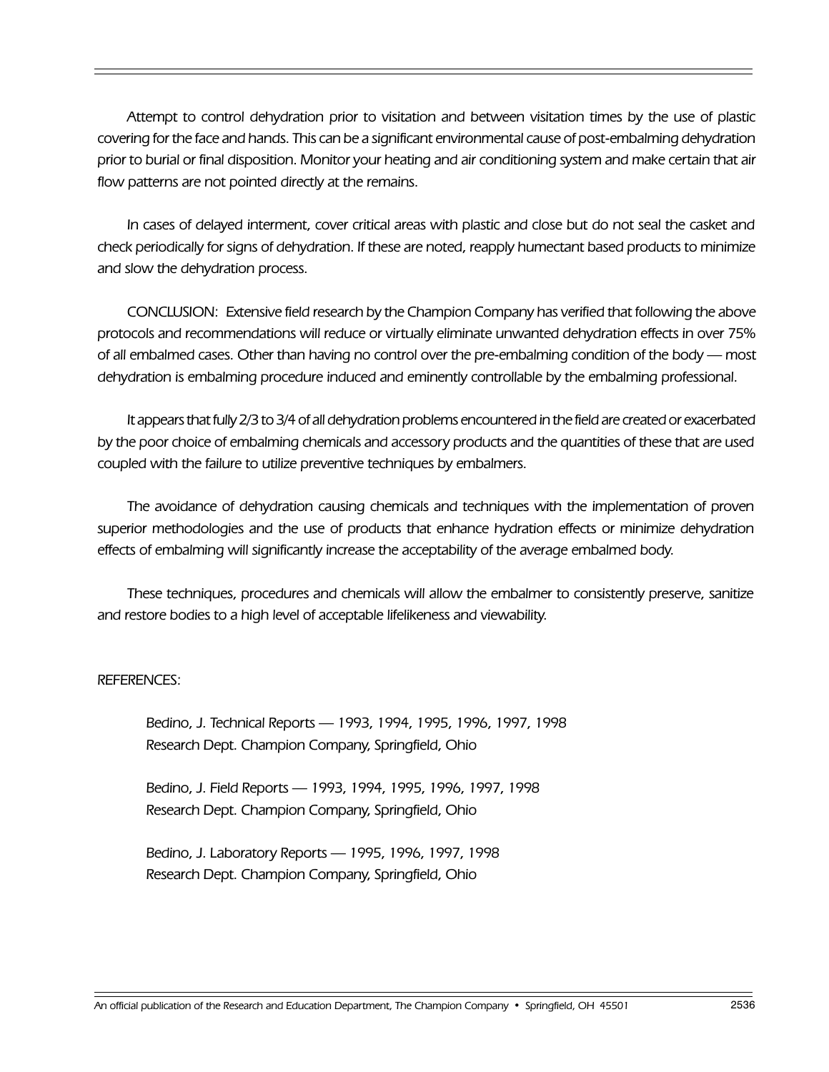Attempt to control dehydration prior to visitation and between visitation times by the use of plastic covering for the face and hands. This can be a significant environmental cause of post-embalming dehydration prior to burial or final disposition. Monitor your heating and air conditioning system and make certain that air flow patterns are not pointed directly at the remains.

In cases of delayed interment, cover critical areas with plastic and close but do not seal the casket and check periodically for signs of dehydration. If these are noted, reapply humectant based products to minimize and slow the dehydration process.

CONCLUSION: Extensive field research by the Champion Company has verified that following the above protocols and recommendations will reduce or virtually eliminate unwanted dehydration effects in over 75% of all embalmed cases. Other than having no control over the pre-embalming condition of the body — most dehydration is embalming procedure induced and eminently controllable by the embalming professional.

It appears that fully 2/3 to 3/4 of all dehydration problems encountered in the field are created or exacerbated by the poor choice of embalming chemicals and accessory products and the quantities of these that are used coupled with the failure to utilize preventive techniques by embalmers.

The avoidance of dehydration causing chemicals and techniques with the implementation of proven superior methodologies and the use of products that enhance hydration effects or minimize dehydration effects of embalming will significantly increase the acceptability of the average embalmed body.

These techniques, procedures and chemicals will allow the embalmer to consistently preserve, sanitize and restore bodies to a high level of acceptable lifelikeness and viewability.

REFERENCES:

Bedino, J. Technical Reports — 1993, 1994, 1995, 1996, 1997, 1998
Research Dept. Champion Company, Springfield, Ohio

Bedino, J. Field Reports — 1993, 1994, 1995, 1996, 1997, 1998
Research Dept. Champion Company, Springfield, Ohio

Bedino, J. Laboratory Reports — 1995, 1996, 1997, 1998
Research Dept. Champion Company, Springfield, Ohio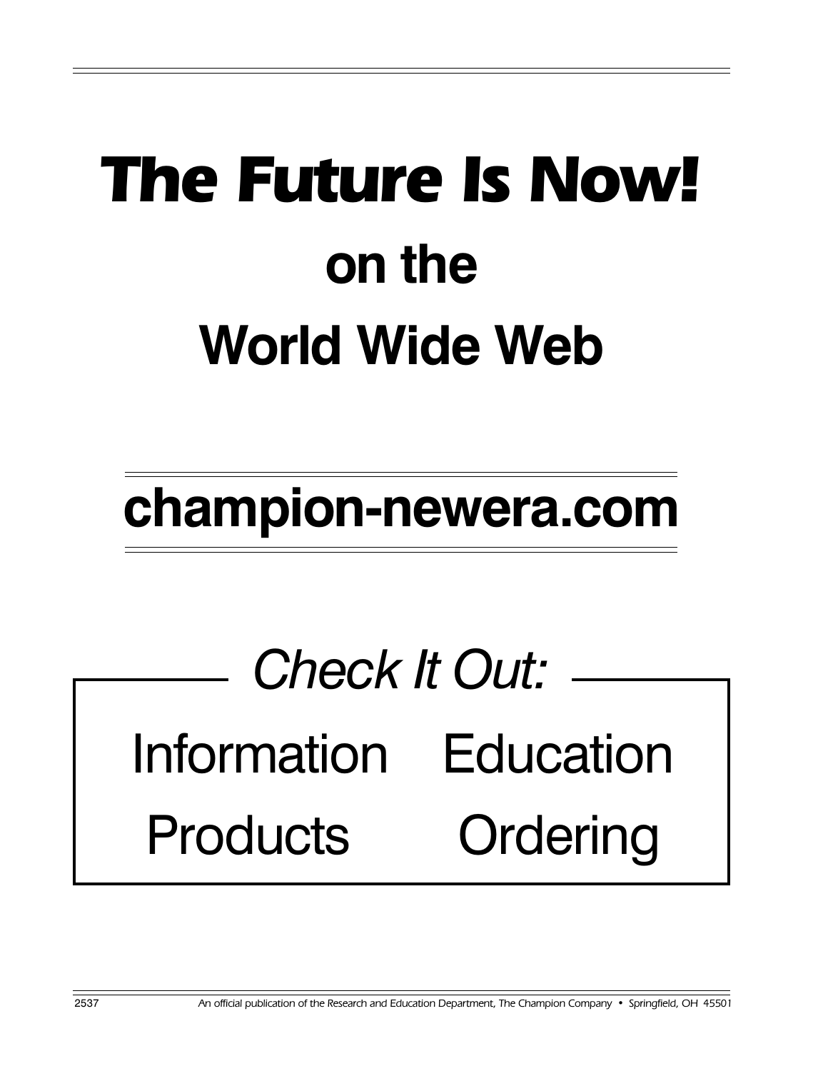# The Future Is Now!

## on the

## World Wide Web

---

## champion-newera.com

---

*Check It Out:*

Information    Education

Products    Ordering

2537 An official publication of the Research and Education Department, The Champion Company • Springfield, OH 45501